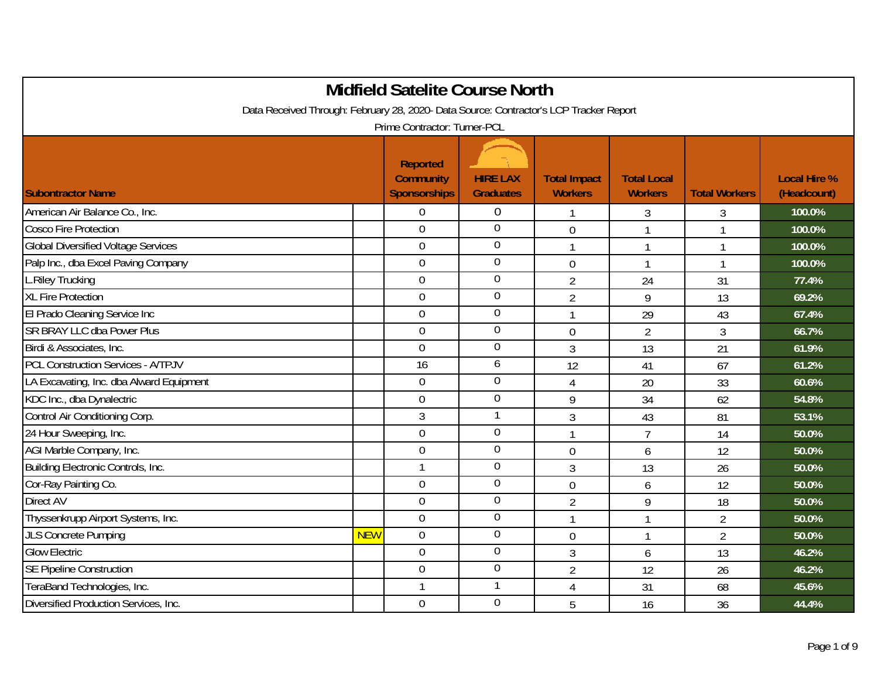# Midfield Satelite Course North

Data Received Through: February 28, 2020- Data Source: Contractor's LCP Tracker Report

Prime Contractor: Turner-PCL

| Subontractor Name | | Reported Community Sponsorships | HIRE LAX Graduates | Total Impact Workers | Total Local Workers | Total Workers | Local Hire % (Headcount) |
|---|---|---|---|---|---|---|---|
| American Air Balance Co., Inc. | | 0 | 0 | 1 | 3 | 3 | 100.0% |
| Cosco Fire Protection | | 0 | 0 | 0 | 1 | 1 | 100.0% |
| Global Diversified Voltage Services | | 0 | 0 | 1 | 1 | 1 | 100.0% |
| Palp Inc., dba Excel Paving Company | | 0 | 0 | 0 | 1 | 1 | 100.0% |
| L.Riley Trucking | | 0 | 0 | 2 | 24 | 31 | 77.4% |
| XL Fire Protection | | 0 | 0 | 2 | 9 | 13 | 69.2% |
| El Prado Cleaning Service Inc | | 0 | 0 | 1 | 29 | 43 | 67.4% |
| SR BRAY LLC dba Power Plus | | 0 | 0 | 0 | 2 | 3 | 66.7% |
| Birdi & Associates, Inc. | | 0 | 0 | 3 | 13 | 21 | 61.9% |
| PCL Construction Services - A/TPJV | | 16 | 6 | 12 | 41 | 67 | 61.2% |
| LA Excavating, Inc. dba Alward Equipment | | 0 | 0 | 4 | 20 | 33 | 60.6% |
| KDC Inc., dba Dynalectric | | 0 | 0 | 9 | 34 | 62 | 54.8% |
| Control Air Conditioning Corp. | | 3 | 1 | 3 | 43 | 81 | 53.1% |
| 24 Hour Sweeping, Inc. | | 0 | 0 | 1 | 7 | 14 | 50.0% |
| AGI Marble Company, Inc. | | 0 | 0 | 0 | 6 | 12 | 50.0% |
| Building Electronic Controls, Inc. | | 1 | 0 | 3 | 13 | 26 | 50.0% |
| Cor-Ray Painting Co. | | 0 | 0 | 0 | 6 | 12 | 50.0% |
| Direct AV | | 0 | 0 | 2 | 9 | 18 | 50.0% |
| Thyssenkrupp Airport Systems, Inc. | | 0 | 0 | 1 | 1 | 2 | 50.0% |
| JLS Concrete Pumping | NEW | 0 | 0 | 0 | 1 | 2 | 50.0% |
| Glow Electric | | 0 | 0 | 3 | 6 | 13 | 46.2% |
| SE Pipeline Construction | | 0 | 0 | 2 | 12 | 26 | 46.2% |
| TeraBand Technologies, Inc. | | 1 | 1 | 4 | 31 | 68 | 45.6% |
| Diversified Production Services, Inc. | | 0 | 0 | 5 | 16 | 36 | 44.4% |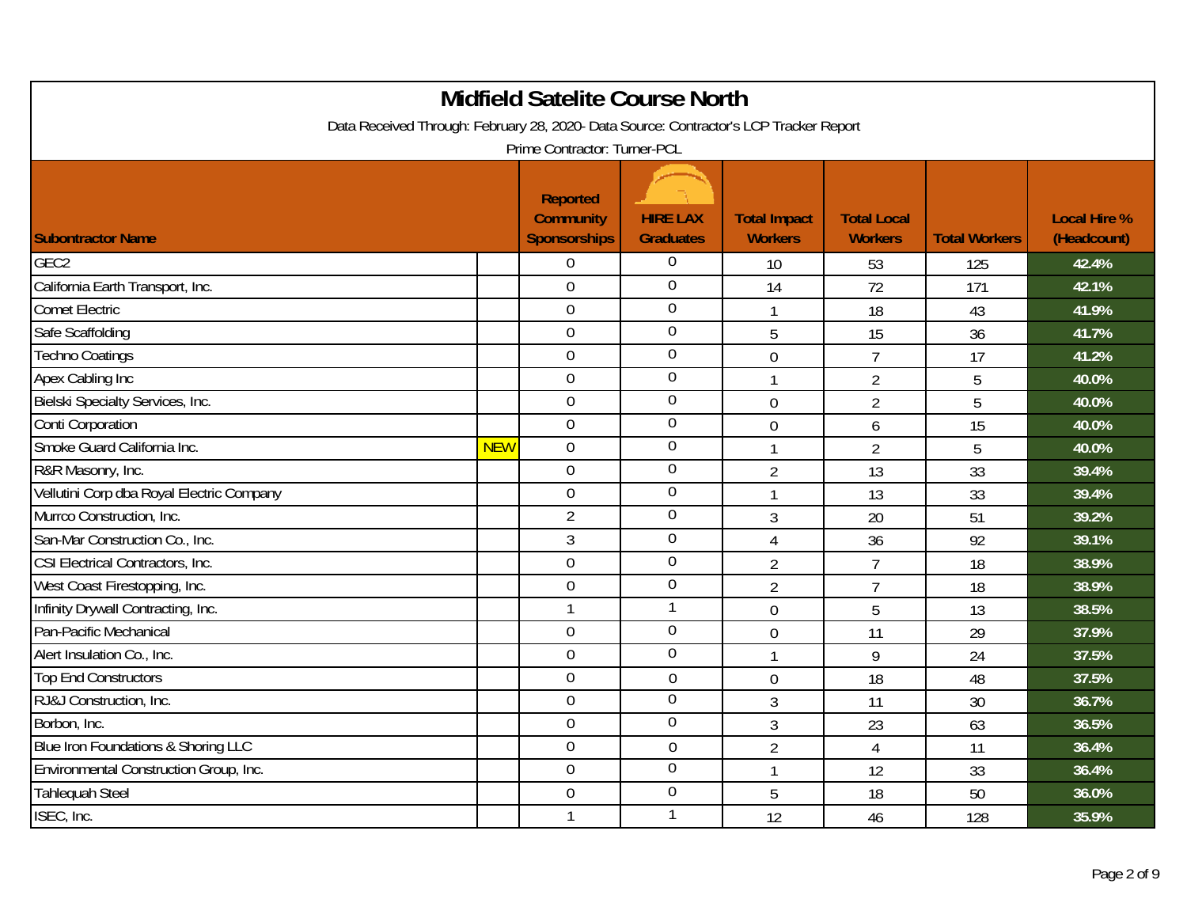# Midfield Satelite Course North

Data Received Through: February 28, 2020- Data Source: Contractor's LCP Tracker Report

Prime Contractor: Turner-PCL

| Subontractor Name | | Reported Community Sponsorships | HIRE LAX Graduates | Total Impact Workers | Total Local Workers | Total Workers | Local Hire % (Headcount) |
|---|---|---|---|---|---|---|---|
| GEC2 | | 0 | 0 | 10 | 53 | 125 | 42.4% |
| California Earth Transport, Inc. | | 0 | 0 | 14 | 72 | 171 | 42.1% |
| Comet Electric | | 0 | 0 | 1 | 18 | 43 | 41.9% |
| Safe Scaffolding | | 0 | 0 | 5 | 15 | 36 | 41.7% |
| Techno Coatings | | 0 | 0 | 0 | 7 | 17 | 41.2% |
| Apex Cabling Inc | | 0 | 0 | 1 | 2 | 5 | 40.0% |
| Bielski Specialty Services, Inc. | | 0 | 0 | 0 | 2 | 5 | 40.0% |
| Conti Corporation | | 0 | 0 | 0 | 6 | 15 | 40.0% |
| Smoke Guard California Inc. | NEW | 0 | 0 | 1 | 2 | 5 | 40.0% |
| R&R Masonry, Inc. | | 0 | 0 | 2 | 13 | 33 | 39.4% |
| Vellutini Corp dba Royal Electric Company | | 0 | 0 | 1 | 13 | 33 | 39.4% |
| Murrco Construction, Inc. | | 2 | 0 | 3 | 20 | 51 | 39.2% |
| San-Mar Construction Co., Inc. | | 3 | 0 | 4 | 36 | 92 | 39.1% |
| CSI Electrical Contractors, Inc. | | 0 | 0 | 2 | 7 | 18 | 38.9% |
| West Coast Firestopping, Inc. | | 0 | 0 | 2 | 7 | 18 | 38.9% |
| Infinity Drywall Contracting, Inc. | | 1 | 1 | 0 | 5 | 13 | 38.5% |
| Pan-Pacific Mechanical | | 0 | 0 | 0 | 11 | 29 | 37.9% |
| Alert Insulation Co., Inc. | | 0 | 0 | 1 | 9 | 24 | 37.5% |
| Top End Constructors | | 0 | 0 | 0 | 18 | 48 | 37.5% |
| RJ&J Construction, Inc. | | 0 | 0 | 3 | 11 | 30 | 36.7% |
| Borbon, Inc. | | 0 | 0 | 3 | 23 | 63 | 36.5% |
| Blue Iron Foundations & Shoring LLC | | 0 | 0 | 2 | 4 | 11 | 36.4% |
| Environmental Construction Group, Inc. | | 0 | 0 | 1 | 12 | 33 | 36.4% |
| Tahlequah Steel | | 0 | 0 | 5 | 18 | 50 | 36.0% |
| ISEC, Inc. | | 1 | 1 | 12 | 46 | 128 | 35.9% |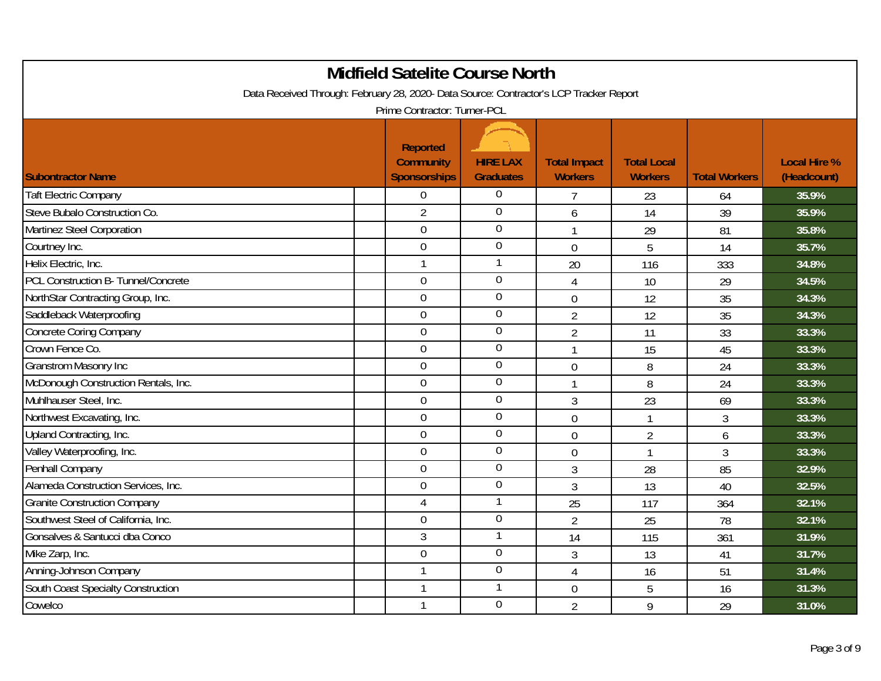# Midfield Satelite Course North

Data Received Through: February 28, 2020- Data Source: Contractor's LCP Tracker Report

Prime Contractor: Turner-PCL

| Subcontractor Name | Reported Community Sponsorships | HIRE LAX Graduates | Total Impact Workers | Total Local Workers | Total Workers | Local Hire % (Headcount) |
|---|---|---|---|---|---|---|
| Taft Electric Company | 0 | 0 | 7 | 23 | 64 | 35.9% |
| Steve Bubalo Construction Co. | 2 | 0 | 6 | 14 | 39 | 35.9% |
| Martinez Steel Corporation | 0 | 0 | 1 | 29 | 81 | 35.8% |
| Courtney Inc. | 0 | 0 | 0 | 5 | 14 | 35.7% |
| Helix Electric, Inc. | 1 | 1 | 20 | 116 | 333 | 34.8% |
| PCL Construction B- Tunnel/Concrete | 0 | 0 | 4 | 10 | 29 | 34.5% |
| NorthStar Contracting Group, Inc. | 0 | 0 | 0 | 12 | 35 | 34.3% |
| Saddleback Waterproofing | 0 | 0 | 2 | 12 | 35 | 34.3% |
| Concrete Coring Company | 0 | 0 | 2 | 11 | 33 | 33.3% |
| Crown Fence Co. | 0 | 0 | 1 | 15 | 45 | 33.3% |
| Granstrom Masonry Inc | 0 | 0 | 0 | 8 | 24 | 33.3% |
| McDonough Construction Rentals, Inc. | 0 | 0 | 1 | 8 | 24 | 33.3% |
| Muhlhauser Steel, Inc. | 0 | 0 | 3 | 23 | 69 | 33.3% |
| Northwest Excavating, Inc. | 0 | 0 | 0 | 1 | 3 | 33.3% |
| Upland Contracting, Inc. | 0 | 0 | 0 | 2 | 6 | 33.3% |
| Valley Waterproofing, Inc. | 0 | 0 | 0 | 1 | 3 | 33.3% |
| Penhall Company | 0 | 0 | 3 | 28 | 85 | 32.9% |
| Alameda Construction Services, Inc. | 0 | 0 | 3 | 13 | 40 | 32.5% |
| Granite Construction Company | 4 | 1 | 25 | 117 | 364 | 32.1% |
| Southwest Steel of California, Inc. | 0 | 0 | 2 | 25 | 78 | 32.1% |
| Gonsalves & Santucci dba Conco | 3 | 1 | 14 | 115 | 361 | 31.9% |
| Mike Zarp, Inc. | 0 | 0 | 3 | 13 | 41 | 31.7% |
| Anning-Johnson Company | 1 | 0 | 4 | 16 | 51 | 31.4% |
| South Coast Specialty Construction | 1 | 1 | 0 | 5 | 16 | 31.3% |
| Cowelco | 1 | 0 | 2 | 9 | 29 | 31.0% |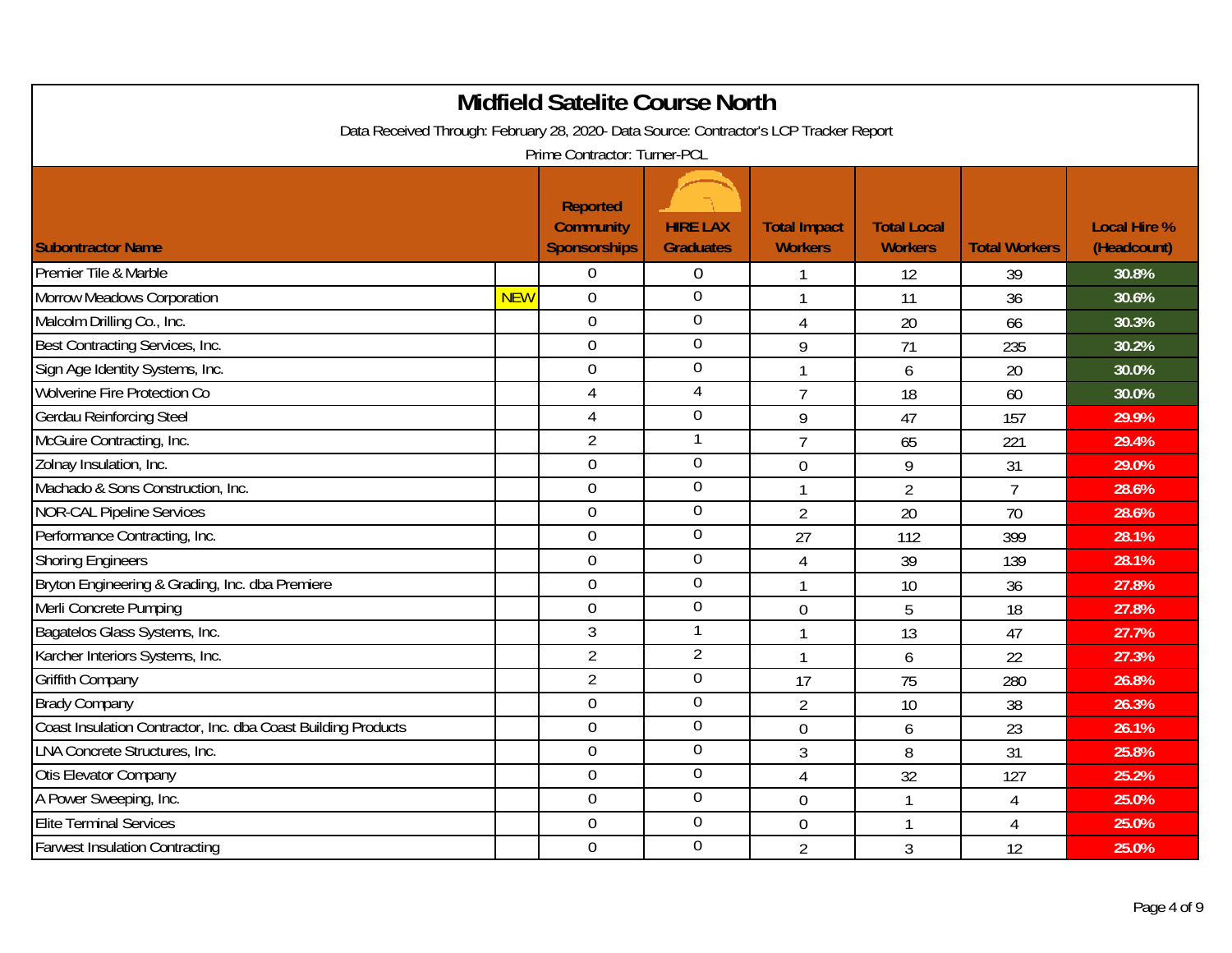# Midfield Satelite Course North

Data Received Through: February 28, 2020- Data Source: Contractor's LCP Tracker Report

Prime Contractor: Turner-PCL

| Subontractor Name | | Reported Community Sponsorships | HIRE LAX Graduates | Total Impact Workers | Total Local Workers | Total Workers | Local Hire % (Headcount) |
|---|---|---|---|---|---|---|---|
| Premier Tile & Marble | | 0 | 0 | 1 | 12 | 39 | 30.8% |
| Morrow Meadows Corporation | NEW | 0 | 0 | 1 | 11 | 36 | 30.6% |
| Malcolm Drilling Co., Inc. | | 0 | 0 | 4 | 20 | 66 | 30.3% |
| Best Contracting Services, Inc. | | 0 | 0 | 9 | 71 | 235 | 30.2% |
| Sign Age Identity Systems, Inc. | | 0 | 0 | 1 | 6 | 20 | 30.0% |
| Wolverine Fire Protection Co | | 4 | 4 | 7 | 18 | 60 | 30.0% |
| Gerdau Reinforcing Steel | | 4 | 0 | 9 | 47 | 157 | 29.9% |
| McGuire Contracting, Inc. | | 2 | 1 | 7 | 65 | 221 | 29.4% |
| Zolnay Insulation, Inc. | | 0 | 0 | 0 | 9 | 31 | 29.0% |
| Machado & Sons Construction, Inc. | | 0 | 0 | 1 | 2 | 7 | 28.6% |
| NOR-CAL Pipeline Services | | 0 | 0 | 2 | 20 | 70 | 28.6% |
| Performance Contracting, Inc. | | 0 | 0 | 27 | 112 | 399 | 28.1% |
| Shoring Engineers | | 0 | 0 | 4 | 39 | 139 | 28.1% |
| Bryton Engineering & Grading, Inc. dba Premiere | | 0 | 0 | 1 | 10 | 36 | 27.8% |
| Merli Concrete Pumping | | 0 | 0 | 0 | 5 | 18 | 27.8% |
| Bagatelos Glass Systems, Inc. | | 3 | 1 | 1 | 13 | 47 | 27.7% |
| Karcher Interiors Systems, Inc. | | 2 | 2 | 1 | 6 | 22 | 27.3% |
| Griffith Company | | 2 | 0 | 17 | 75 | 280 | 26.8% |
| Brady Company | | 0 | 0 | 2 | 10 | 38 | 26.3% |
| Coast Insulation Contractor, Inc. dba Coast Building Products | | 0 | 0 | 0 | 6 | 23 | 26.1% |
| LNA Concrete Structures, Inc. | | 0 | 0 | 3 | 8 | 31 | 25.8% |
| Otis Elevator Company | | 0 | 0 | 4 | 32 | 127 | 25.2% |
| A Power Sweeping, Inc. | | 0 | 0 | 0 | 1 | 4 | 25.0% |
| Elite Terminal Services | | 0 | 0 | 0 | 1 | 4 | 25.0% |
| Farwest Insulation Contracting | | 0 | 0 | 2 | 3 | 12 | 25.0% |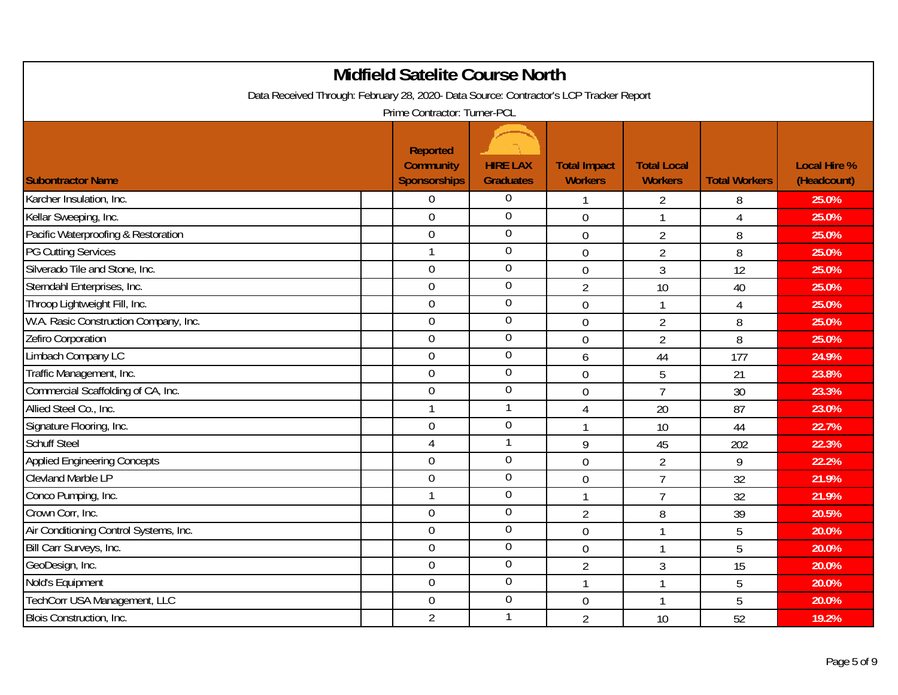# Midfield Satelite Course North

Data Received Through: February 28, 2020- Data Source: Contractor's LCP Tracker Report

Prime Contractor: Turner-PCL

| Subontractor Name | Reported Community Sponsorships | HIRE LAX Graduates | Total Impact Workers | Total Local Workers | Total Workers | Local Hire % (Headcount) |
|---|---|---|---|---|---|---|
| Karcher Insulation, Inc. | 0 | 0 | 1 | 2 | 8 | 25.0% |
| Kellar Sweeping, Inc. | 0 | 0 | 0 | 1 | 4 | 25.0% |
| Pacific Waterproofing & Restoration | 0 | 0 | 0 | 2 | 8 | 25.0% |
| PG Cutting Services | 1 | 0 | 0 | 2 | 8 | 25.0% |
| Silverado Tile and Stone, Inc. | 0 | 0 | 0 | 3 | 12 | 25.0% |
| Sterndahl Enterprises, Inc. | 0 | 0 | 2 | 10 | 40 | 25.0% |
| Throop Lightweight Fill, Inc. | 0 | 0 | 0 | 1 | 4 | 25.0% |
| W.A. Rasic Construction Company, Inc. | 0 | 0 | 0 | 2 | 8 | 25.0% |
| Zefiro Corporation | 0 | 0 | 0 | 2 | 8 | 25.0% |
| Limbach Company LC | 0 | 0 | 6 | 44 | 177 | 24.9% |
| Traffic Management, Inc. | 0 | 0 | 0 | 5 | 21 | 23.8% |
| Commercial Scaffolding of CA, Inc. | 0 | 0 | 0 | 7 | 30 | 23.3% |
| Allied Steel Co., Inc. | 1 | 1 | 4 | 20 | 87 | 23.0% |
| Signature Flooring, Inc. | 0 | 0 | 1 | 10 | 44 | 22.7% |
| Schuff Steel | 4 | 1 | 9 | 45 | 202 | 22.3% |
| Applied Engineering Concepts | 0 | 0 | 0 | 2 | 9 | 22.2% |
| Clevland Marble LP | 0 | 0 | 0 | 7 | 32 | 21.9% |
| Conco Pumping, Inc. | 1 | 0 | 1 | 7 | 32 | 21.9% |
| Crown Corr, Inc. | 0 | 0 | 2 | 8 | 39 | 20.5% |
| Air Conditioning Control Systems, Inc. | 0 | 0 | 0 | 1 | 5 | 20.0% |
| Bill Carr Surveys, Inc. | 0 | 0 | 0 | 1 | 5 | 20.0% |
| GeoDesign, Inc. | 0 | 0 | 2 | 3 | 15 | 20.0% |
| Nold's Equipment | 0 | 0 | 1 | 1 | 5 | 20.0% |
| TechCorr USA Management, LLC | 0 | 0 | 0 | 1 | 5 | 20.0% |
| Blois Construction, Inc. | 2 | 1 | 2 | 10 | 52 | 19.2% |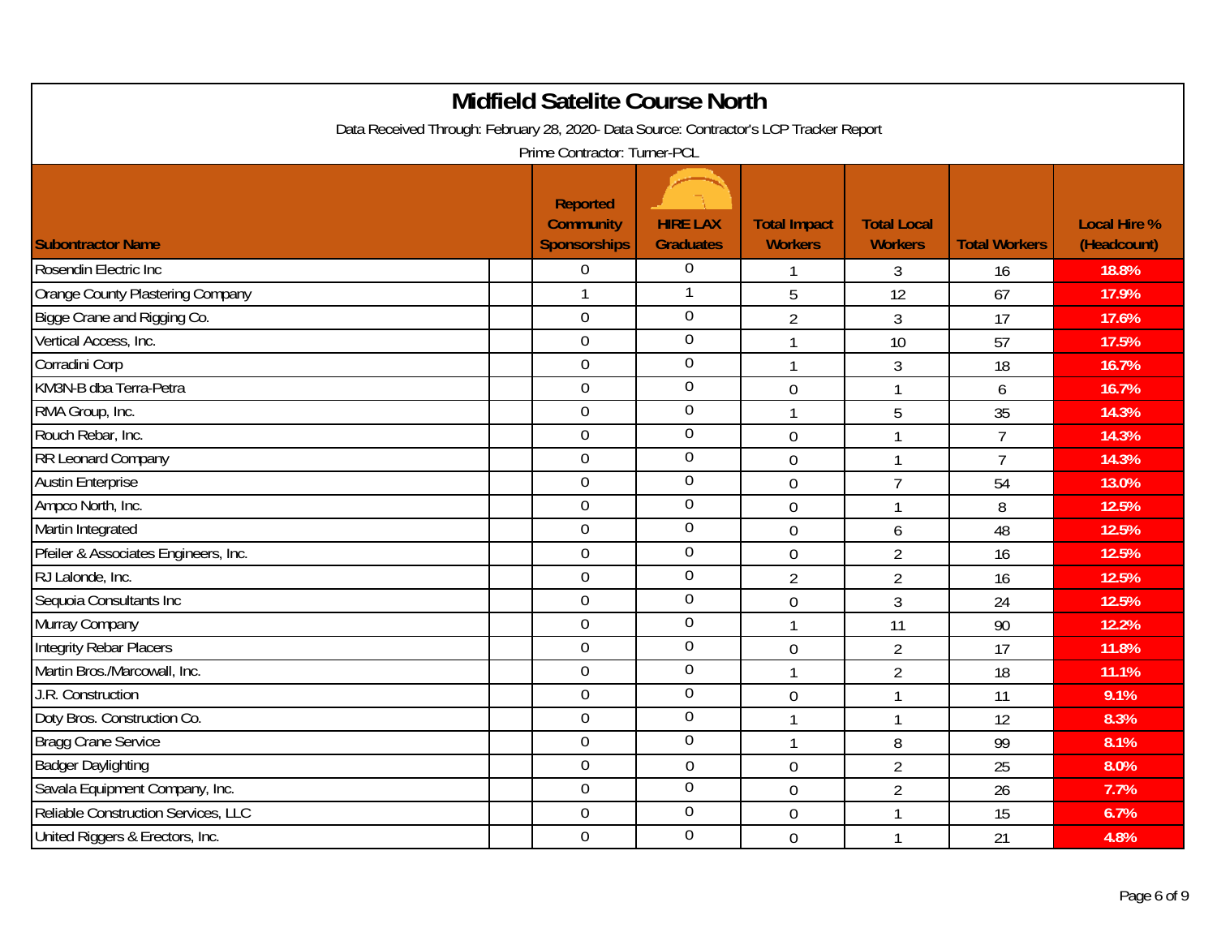# Midfield Satelite Course North

Data Received Through: February 28, 2020- Data Source: Contractor's LCP Tracker Report

Prime Contractor: Turner-PCL

| Subontractor Name | Reported Community Sponsorships | HIRE LAX Graduates | Total Impact Workers | Total Local Workers | Total Workers | Local Hire % (Headcount) |
|---|---|---|---|---|---|---|
| Rosendin Electric Inc | 0 | 0 | 1 | 3 | 16 | 18.8% |
| Orange County Plastering Company | 1 | 1 | 5 | 12 | 67 | 17.9% |
| Bigge Crane and Rigging Co. | 0 | 0 | 2 | 3 | 17 | 17.6% |
| Vertical Access, Inc. | 0 | 0 | 1 | 10 | 57 | 17.5% |
| Corradini Corp | 0 | 0 | 1 | 3 | 18 | 16.7% |
| KM3N-B dba Terra-Petra | 0 | 0 | 0 | 1 | 6 | 16.7% |
| RMA Group, Inc. | 0 | 0 | 1 | 5 | 35 | 14.3% |
| Rouch Rebar, Inc. | 0 | 0 | 0 | 1 | 7 | 14.3% |
| RR Leonard Company | 0 | 0 | 0 | 1 | 7 | 14.3% |
| Austin Enterprise | 0 | 0 | 0 | 7 | 54 | 13.0% |
| Ampco North, Inc. | 0 | 0 | 0 | 1 | 8 | 12.5% |
| Martin Integrated | 0 | 0 | 0 | 6 | 48 | 12.5% |
| Pfeiler & Associates Engineers, Inc. | 0 | 0 | 0 | 2 | 16 | 12.5% |
| RJ Lalonde, Inc. | 0 | 0 | 2 | 2 | 16 | 12.5% |
| Sequoia Consultants Inc | 0 | 0 | 0 | 3 | 24 | 12.5% |
| Murray Company | 0 | 0 | 1 | 11 | 90 | 12.2% |
| Integrity Rebar Placers | 0 | 0 | 0 | 2 | 17 | 11.8% |
| Martin Bros./Marcowall, Inc. | 0 | 0 | 1 | 2 | 18 | 11.1% |
| J.R. Construction | 0 | 0 | 0 | 1 | 11 | 9.1% |
| Doty Bros. Construction Co. | 0 | 0 | 1 | 1 | 12 | 8.3% |
| Bragg Crane Service | 0 | 0 | 1 | 8 | 99 | 8.1% |
| Badger Daylighting | 0 | 0 | 0 | 2 | 25 | 8.0% |
| Savala Equipment Company, Inc. | 0 | 0 | 0 | 2 | 26 | 7.7% |
| Reliable Construction Services, LLC | 0 | 0 | 0 | 1 | 15 | 6.7% |
| United Riggers & Erectors, Inc. | 0 | 0 | 0 | 1 | 21 | 4.8% |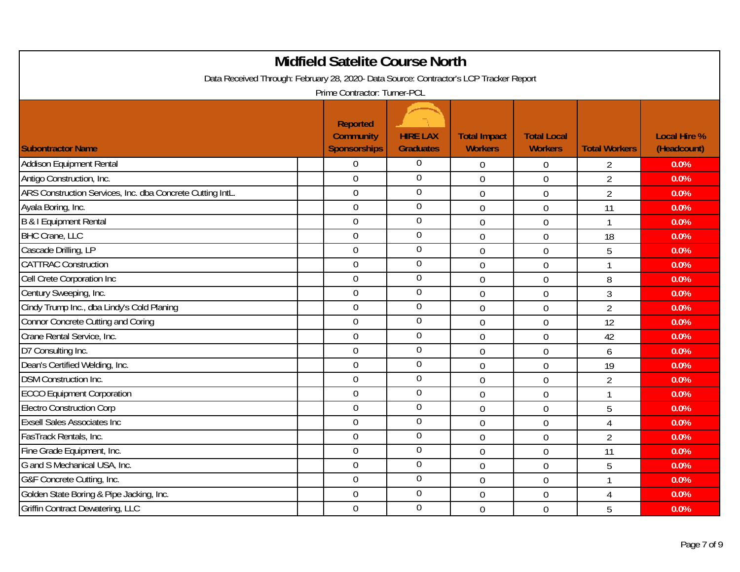# Midfield Satelite Course North

Data Received Through: February 28, 2020- Data Source: Contractor's LCP Tracker Report

Prime Contractor: Turner-PCL

| Subontractor Name | Reported Community Sponsorships | HIRE LAX Graduates | Total Impact Workers | Total Local Workers | Total Workers | Local Hire % (Headcount) |
|---|---|---|---|---|---|---|
| Addison Equipment Rental | 0 | 0 | 0 | 0 | 2 | 0.0% |
| Antigo Construction, Inc. | 0 | 0 | 0 | 0 | 2 | 0.0% |
| ARS Construction Services, Inc. dba Concrete Cutting IntL. | 0 | 0 | 0 | 0 | 2 | 0.0% |
| Ayala Boring, Inc. | 0 | 0 | 0 | 0 | 11 | 0.0% |
| B & I Equipment Rental | 0 | 0 | 0 | 0 | 1 | 0.0% |
| BHC Crane, LLC | 0 | 0 | 0 | 0 | 18 | 0.0% |
| Cascade Drilling, LP | 0 | 0 | 0 | 0 | 5 | 0.0% |
| CATTRAC Construction | 0 | 0 | 0 | 0 | 1 | 0.0% |
| Cell Crete Corporation Inc | 0 | 0 | 0 | 0 | 8 | 0.0% |
| Century Sweeping, Inc. | 0 | 0 | 0 | 0 | 3 | 0.0% |
| Cindy Trump Inc., dba Lindy's Cold Planing | 0 | 0 | 0 | 0 | 2 | 0.0% |
| Connor Concrete Cutting and Coring | 0 | 0 | 0 | 0 | 12 | 0.0% |
| Crane Rental Service, Inc. | 0 | 0 | 0 | 0 | 42 | 0.0% |
| D7 Consulting Inc. | 0 | 0 | 0 | 0 | 6 | 0.0% |
| Dean's Certified Welding, Inc. | 0 | 0 | 0 | 0 | 19 | 0.0% |
| DSM Construction Inc. | 0 | 0 | 0 | 0 | 2 | 0.0% |
| ECCO Equipment Corporation | 0 | 0 | 0 | 0 | 1 | 0.0% |
| Electro Construction Corp | 0 | 0 | 0 | 0 | 5 | 0.0% |
| Exsell Sales Associates Inc | 0 | 0 | 0 | 0 | 4 | 0.0% |
| FasTrack Rentals, Inc. | 0 | 0 | 0 | 0 | 2 | 0.0% |
| Fine Grade Equipment, Inc. | 0 | 0 | 0 | 0 | 11 | 0.0% |
| G and S Mechanical USA, Inc. | 0 | 0 | 0 | 0 | 5 | 0.0% |
| G&F Concrete Cutting, Inc. | 0 | 0 | 0 | 0 | 1 | 0.0% |
| Golden State Boring & Pipe Jacking, Inc. | 0 | 0 | 0 | 0 | 4 | 0.0% |
| Griffin Contract Dewatering, LLC | 0 | 0 | 0 | 0 | 5 | 0.0% |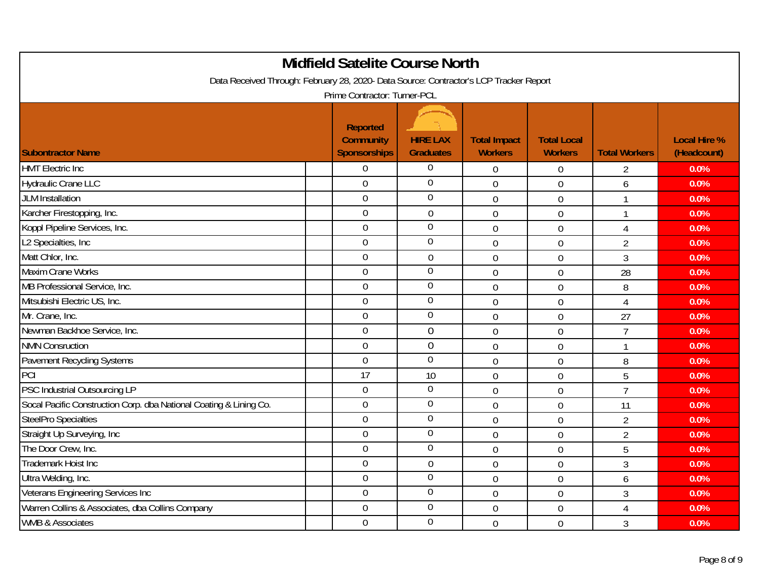# Midfield Satelite Course North

Data Received Through: February 28, 2020- Data Source: Contractor's LCP Tracker Report

Prime Contractor: Turner-PCL

| Subontractor Name | Reported Community Sponsorships | HIRE LAX Graduates | Total Impact Workers | Total Local Workers | Total Workers | Local Hire % (Headcount) |
|---|---|---|---|---|---|---|
| HMT Electric Inc | 0 | 0 | 0 | 0 | 2 | 0.0% |
| Hydraulic Crane LLC | 0 | 0 | 0 | 0 | 6 | 0.0% |
| JLM Installation | 0 | 0 | 0 | 0 | 1 | 0.0% |
| Karcher Firestopping, Inc. | 0 | 0 | 0 | 0 | 1 | 0.0% |
| Koppl Pipeline Services, Inc. | 0 | 0 | 0 | 0 | 4 | 0.0% |
| L2 Specialties, Inc | 0 | 0 | 0 | 0 | 2 | 0.0% |
| Matt Chlor, Inc. | 0 | 0 | 0 | 0 | 3 | 0.0% |
| Maxim Crane Works | 0 | 0 | 0 | 0 | 28 | 0.0% |
| MB Professional Service, Inc. | 0 | 0 | 0 | 0 | 8 | 0.0% |
| Mitsubishi Electric US, Inc. | 0 | 0 | 0 | 0 | 4 | 0.0% |
| Mr. Crane, Inc. | 0 | 0 | 0 | 0 | 27 | 0.0% |
| Newman Backhoe Service, Inc. | 0 | 0 | 0 | 0 | 7 | 0.0% |
| NMN Consruction | 0 | 0 | 0 | 0 | 1 | 0.0% |
| Pavement Recycling Systems | 0 | 0 | 0 | 0 | 8 | 0.0% |
| PCI | 17 | 10 | 0 | 0 | 5 | 0.0% |
| PSC Industrial Outsourcing LP | 0 | 0 | 0 | 0 | 7 | 0.0% |
| Socal Pacific Construction Corp. dba National Coating & Lining Co. | 0 | 0 | 0 | 0 | 11 | 0.0% |
| SteelPro Specialties | 0 | 0 | 0 | 0 | 2 | 0.0% |
| Straight Up Surveying, Inc | 0 | 0 | 0 | 0 | 2 | 0.0% |
| The Door Crew, Inc. | 0 | 0 | 0 | 0 | 5 | 0.0% |
| Trademark Hoist Inc | 0 | 0 | 0 | 0 | 3 | 0.0% |
| Ultra Welding, Inc. | 0 | 0 | 0 | 0 | 6 | 0.0% |
| Veterans Engineering Services Inc | 0 | 0 | 0 | 0 | 3 | 0.0% |
| Warren Collins & Associates, dba Collins Company | 0 | 0 | 0 | 0 | 4 | 0.0% |
| WMB & Associates | 0 | 0 | 0 | 0 | 3 | 0.0% |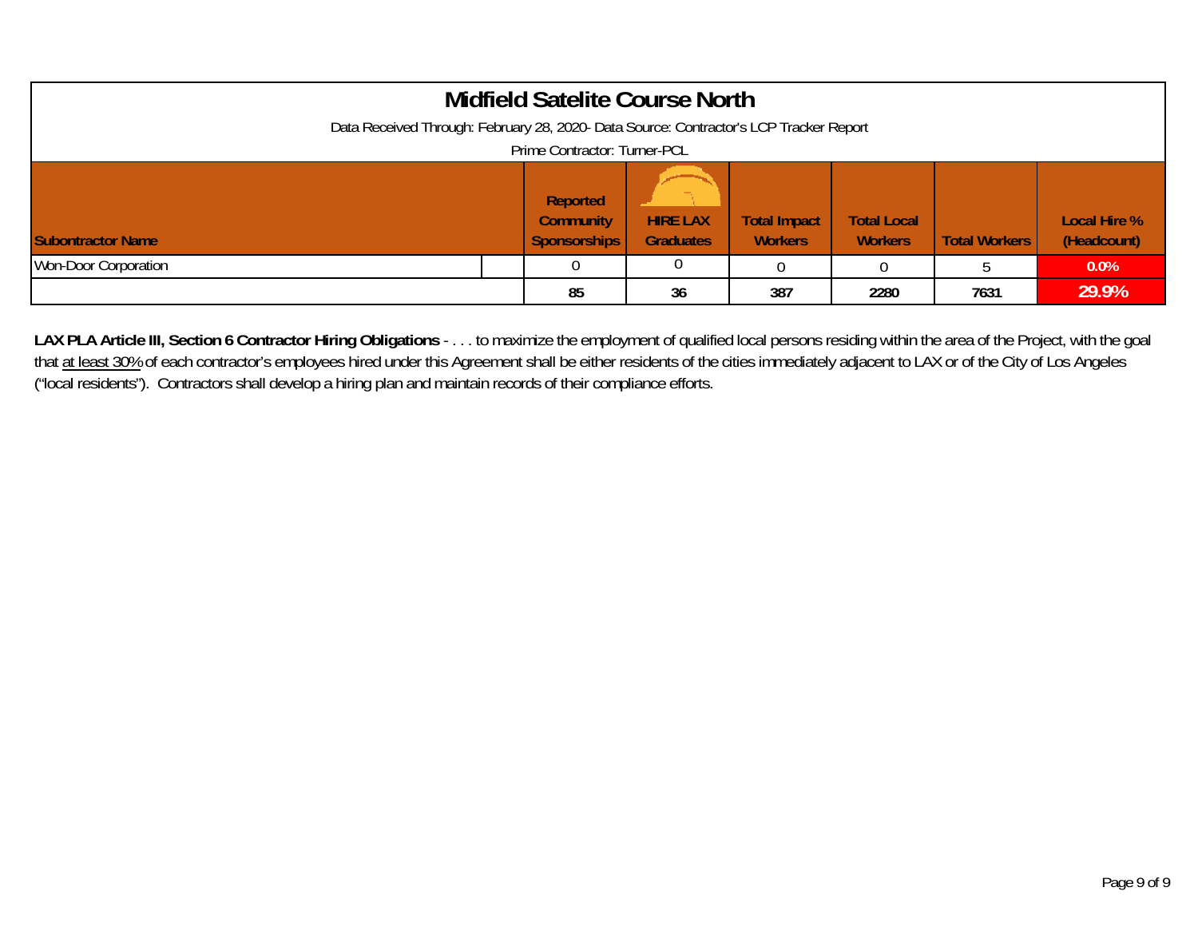# Midfield Satelite Course North

Data Received Through: February 28, 2020- Data Source: Contractor's LCP Tracker Report

Prime Contractor: Turner-PCL

| Subontractor Name | Reported Community Sponsorships | HIRE LAX Graduates | Total Impact Workers | Total Local Workers | Total Workers | Local Hire % (Headcount) |
|---|---|---|---|---|---|---|
| Won-Door Corporation | 0 | 0 | 0 | 0 | 5 | 0.0% |
| | **85** | **36** | **387** | **2280** | **7631** | **29.9%** |

**LAX PLA Article III, Section 6 Contractor Hiring Obligations** - . . . to maximize the employment of qualified local persons residing within the area of the Project, with the goal that at least 30% of each contractor's employees hired under this Agreement shall be either residents of the cities immediately adjacent to LAX or of the City of Los Angeles ("local residents"). Contractors shall develop a hiring plan and maintain records of their compliance efforts.